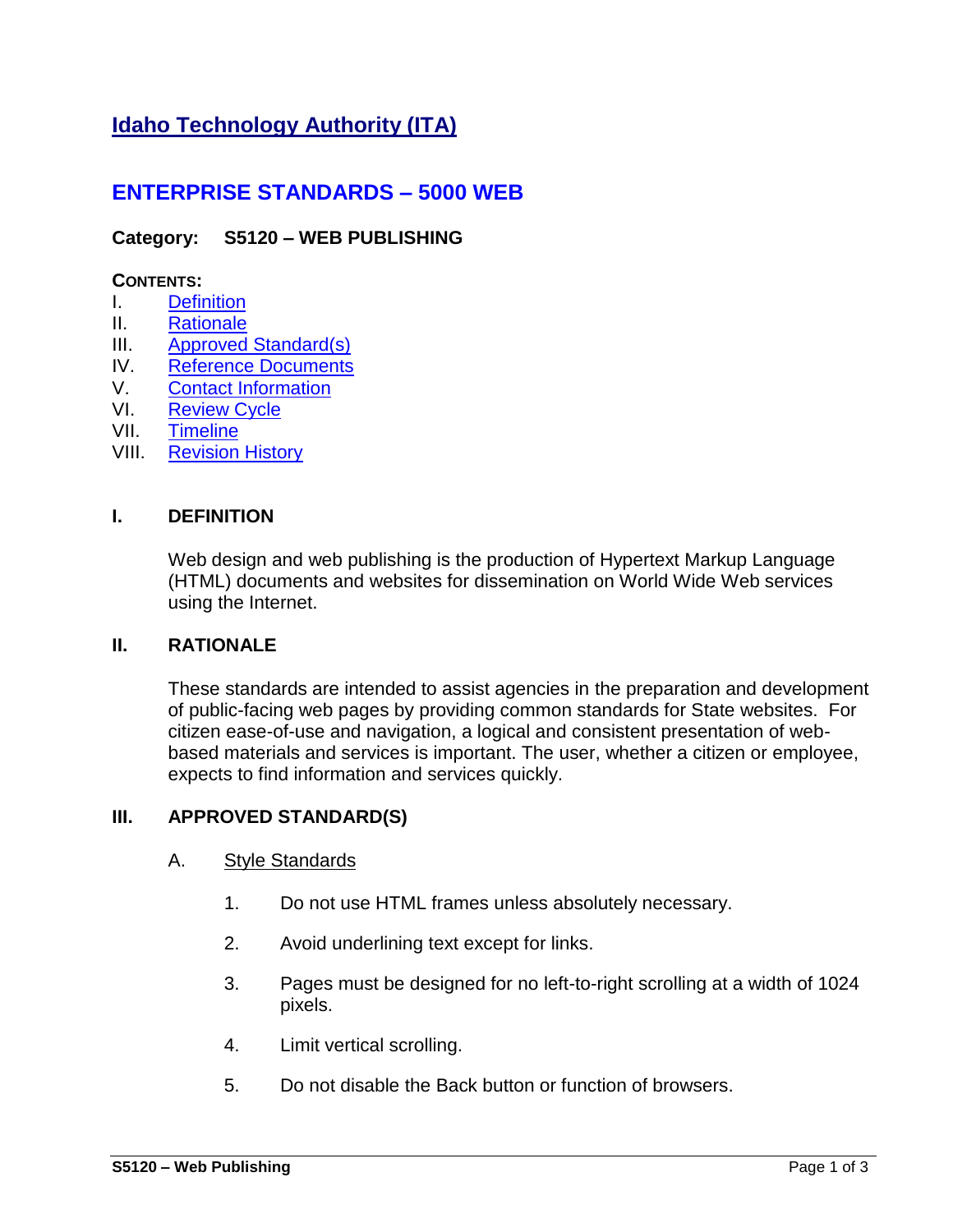# Idaho Technology Authority (ITA)

## ENTERPRISE STANDARDS – 5000 WEB

### Category: S5120 – WEB PUBLISHING

**CONTENTS:**

I. Definition
II. Rationale
III. Approved Standard(s)
IV. Reference Documents
V. Contact Information
VI. Review Cycle
VII. Timeline
VIII. Revision History

### I. DEFINITION

Web design and web publishing is the production of Hypertext Markup Language (HTML) documents and websites for dissemination on World Wide Web services using the Internet.

### II. RATIONALE

These standards are intended to assist agencies in the preparation and development of public-facing web pages by providing common standards for State websites. For citizen ease-of-use and navigation, a logical and consistent presentation of web-based materials and services is important. The user, whether a citizen or employee, expects to find information and services quickly.

### III. APPROVED STANDARD(S)

A. Style Standards

1. Do not use HTML frames unless absolutely necessary.
2. Avoid underlining text except for links.
3. Pages must be designed for no left-to-right scrolling at a width of 1024 pixels.
4. Limit vertical scrolling.
5. Do not disable the Back button or function of browsers.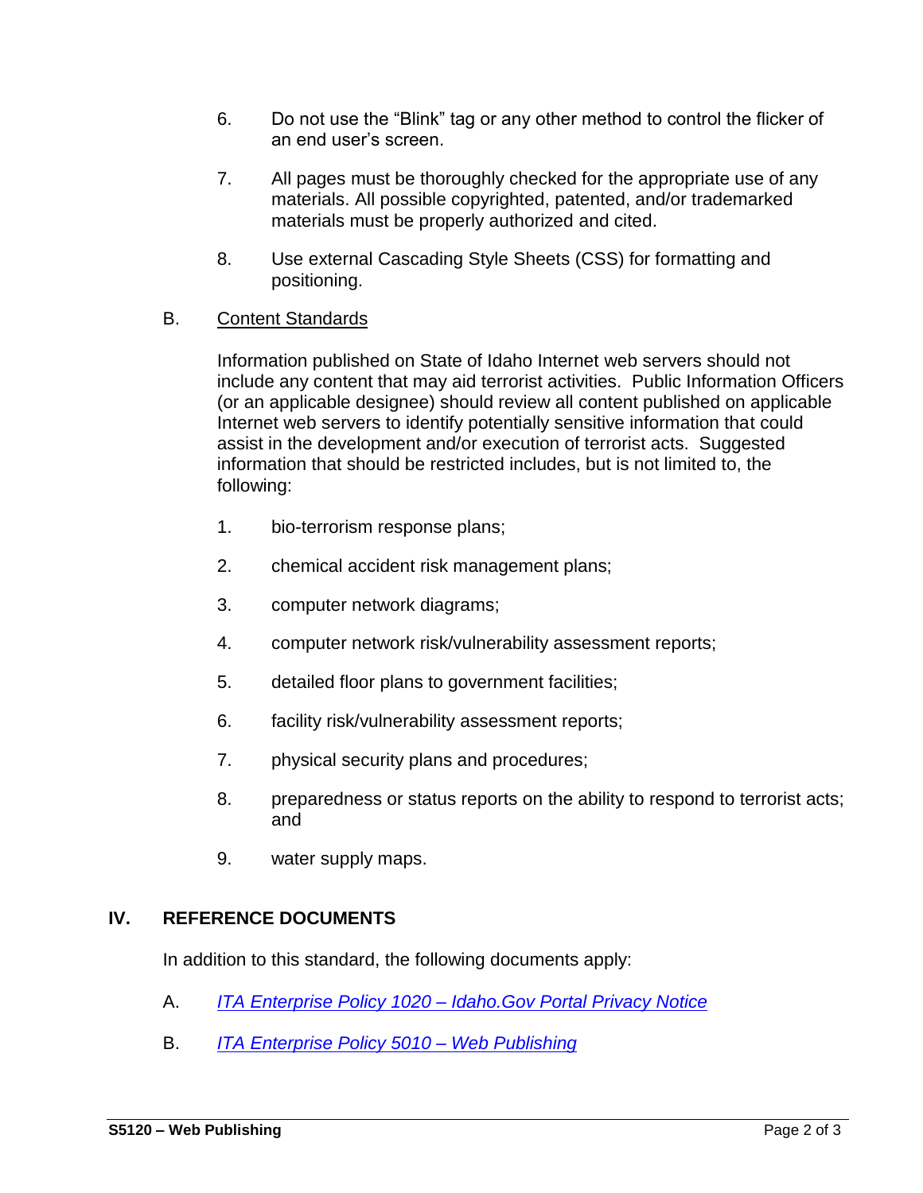6. Do not use the "Blink" tag or any other method to control the flicker of an end user's screen.

7. All pages must be thoroughly checked for the appropriate use of any materials. All possible copyrighted, patented, and/or trademarked materials must be properly authorized and cited.

8. Use external Cascading Style Sheets (CSS) for formatting and positioning.

B. Content Standards

Information published on State of Idaho Internet web servers should not include any content that may aid terrorist activities. Public Information Officers (or an applicable designee) should review all content published on applicable Internet web servers to identify potentially sensitive information that could assist in the development and/or execution of terrorist acts. Suggested information that should be restricted includes, but is not limited to, the following:

1. bio-terrorism response plans;

2. chemical accident risk management plans;

3. computer network diagrams;

4. computer network risk/vulnerability assessment reports;

5. detailed floor plans to government facilities;

6. facility risk/vulnerability assessment reports;

7. physical security plans and procedures;

8. preparedness or status reports on the ability to respond to terrorist acts; and

9. water supply maps.

## IV. REFERENCE DOCUMENTS

In addition to this standard, the following documents apply:

A. *ITA Enterprise Policy 1020 – Idaho.Gov Portal Privacy Notice*

B. *ITA Enterprise Policy 5010 – Web Publishing*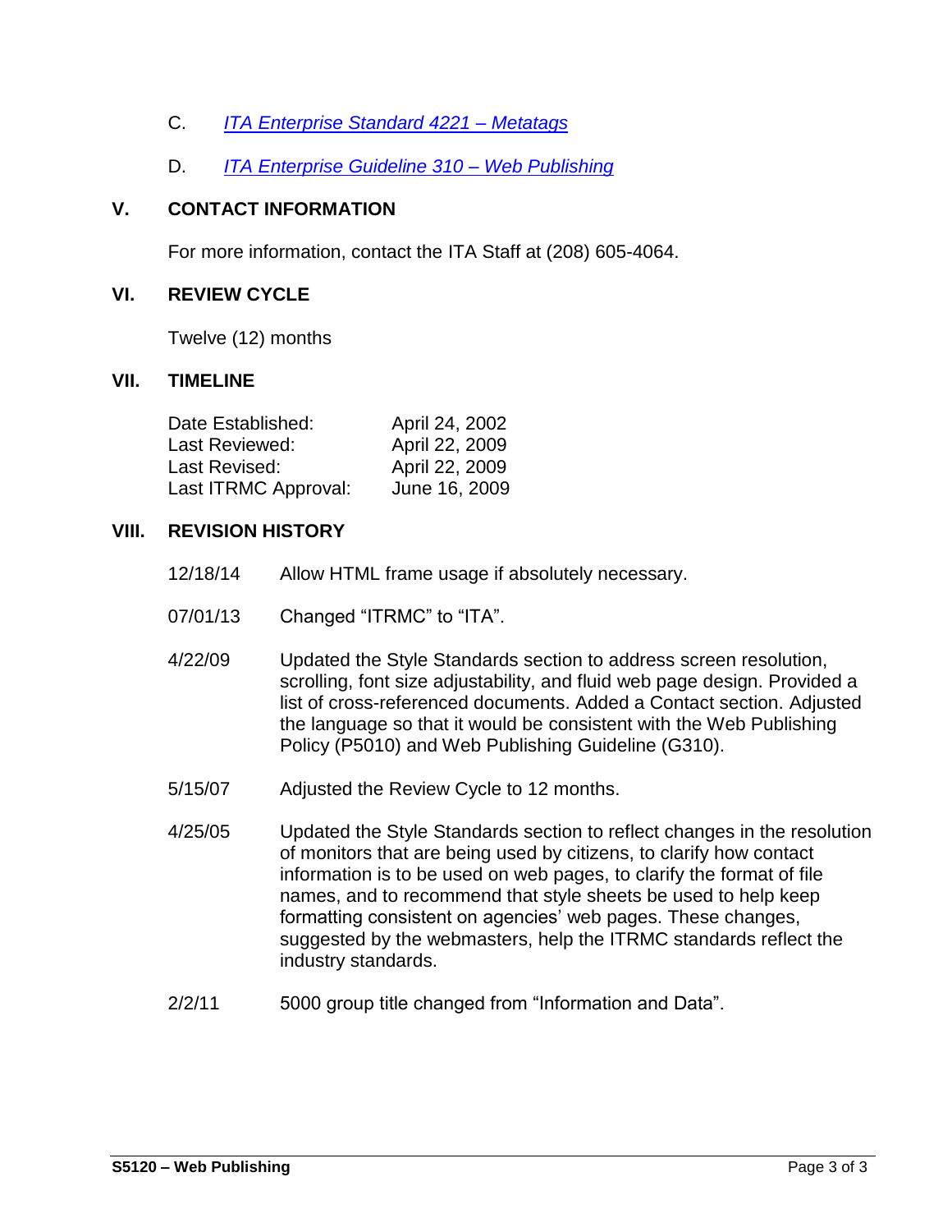C. *ITA Enterprise Standard 4221 – Metatags*

D. *ITA Enterprise Guideline 310 – Web Publishing*

## V. CONTACT INFORMATION

For more information, contact the ITA Staff at (208) 605-4064.

## VI. REVIEW CYCLE

Twelve (12) months

## VII. TIMELINE

| | |
|---|---|
| Date Established: | April 24, 2002 |
| Last Reviewed: | April 22, 2009 |
| Last Revised: | April 22, 2009 |
| Last ITRMC Approval: | June 16, 2009 |

## VIII. REVISION HISTORY

12/18/14 Allow HTML frame usage if absolutely necessary.

07/01/13 Changed "ITRMC" to "ITA".

4/22/09 Updated the Style Standards section to address screen resolution, scrolling, font size adjustability, and fluid web page design. Provided a list of cross-referenced documents. Added a Contact section. Adjusted the language so that it would be consistent with the Web Publishing Policy (P5010) and Web Publishing Guideline (G310).

5/15/07 Adjusted the Review Cycle to 12 months.

4/25/05 Updated the Style Standards section to reflect changes in the resolution of monitors that are being used by citizens, to clarify how contact information is to be used on web pages, to clarify the format of file names, and to recommend that style sheets be used to help keep formatting consistent on agencies' web pages. These changes, suggested by the webmasters, help the ITRMC standards reflect the industry standards.

2/2/11 5000 group title changed from "Information and Data".